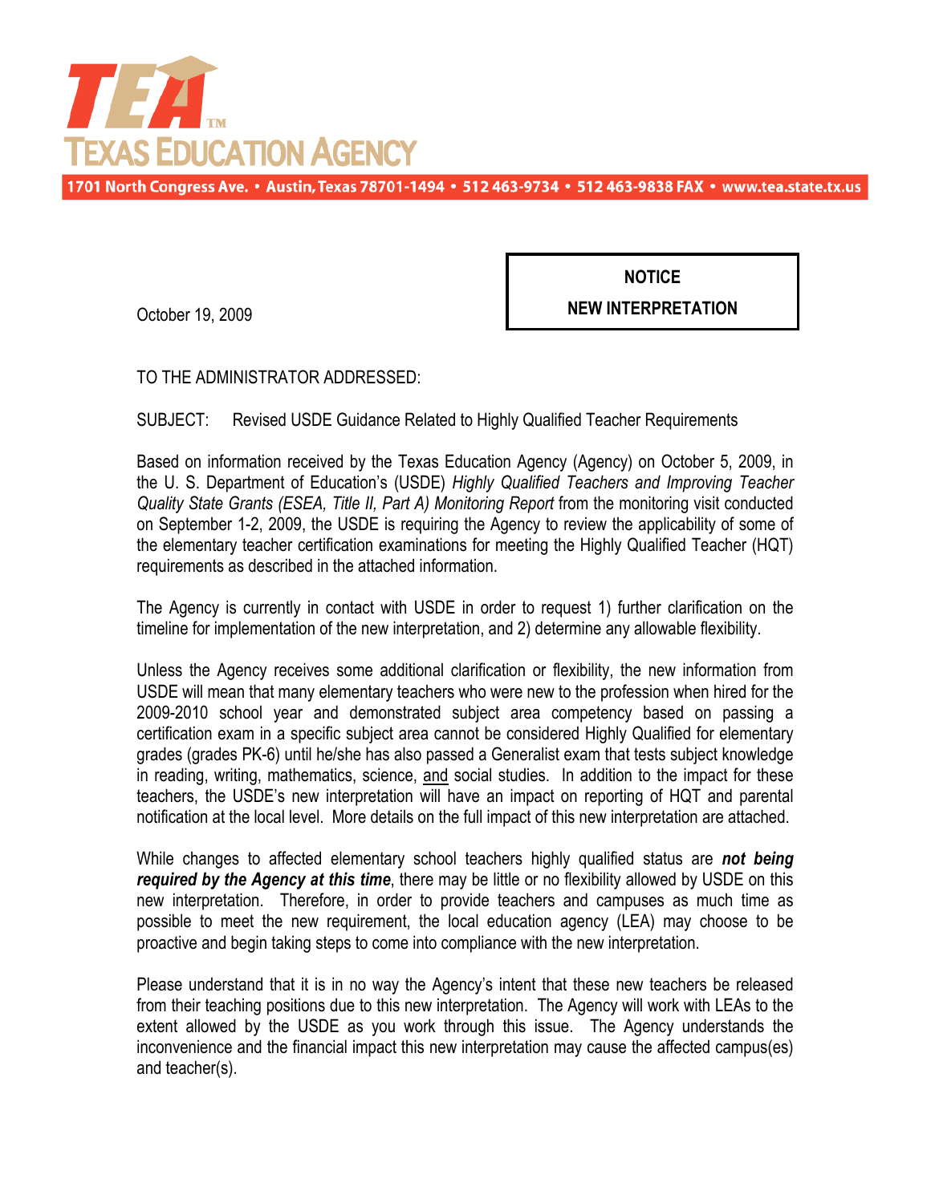# TEXAS EDUCATION AGENCY

1701 North Congress Ave. • Austin, Texas 78701-1494 • 512 463-9734 • 512 463-9838 FAX • www.tea.state.tx.us

**NOTICE**

**NEW INTERPRETATION**

October 19, 2009

TO THE ADMINISTRATOR ADDRESSED:

SUBJECT: Revised USDE Guidance Related to Highly Qualified Teacher Requirements

Based on information received by the Texas Education Agency (Agency) on October 5, 2009, in the U. S. Department of Education's (USDE) *Highly Qualified Teachers and Improving Teacher Quality State Grants (ESEA, Title II, Part A) Monitoring Report* from the monitoring visit conducted on September 1-2, 2009, the USDE is requiring the Agency to review the applicability of some of the elementary teacher certification examinations for meeting the Highly Qualified Teacher (HQT) requirements as described in the attached information.

The Agency is currently in contact with USDE in order to request 1) further clarification on the timeline for implementation of the new interpretation, and 2) determine any allowable flexibility.

Unless the Agency receives some additional clarification or flexibility, the new information from USDE will mean that many elementary teachers who were new to the profession when hired for the 2009-2010 school year and demonstrated subject area competency based on passing a certification exam in a specific subject area cannot be considered Highly Qualified for elementary grades (grades PK-6) until he/she has also passed a Generalist exam that tests subject knowledge in reading, writing, mathematics, science, <u>and</u> social studies. In addition to the impact for these teachers, the USDE's new interpretation will have an impact on reporting of HQT and parental notification at the local level. More details on the full impact of this new interpretation are attached.

While changes to affected elementary school teachers highly qualified status are ***not being required by the Agency at this time***, there may be little or no flexibility allowed by USDE on this new interpretation. Therefore, in order to provide teachers and campuses as much time as possible to meet the new requirement, the local education agency (LEA) may choose to be proactive and begin taking steps to come into compliance with the new interpretation.

Please understand that it is in no way the Agency's intent that these new teachers be released from their teaching positions due to this new interpretation. The Agency will work with LEAs to the extent allowed by the USDE as you work through this issue. The Agency understands the inconvenience and the financial impact this new interpretation may cause the affected campus(es) and teacher(s).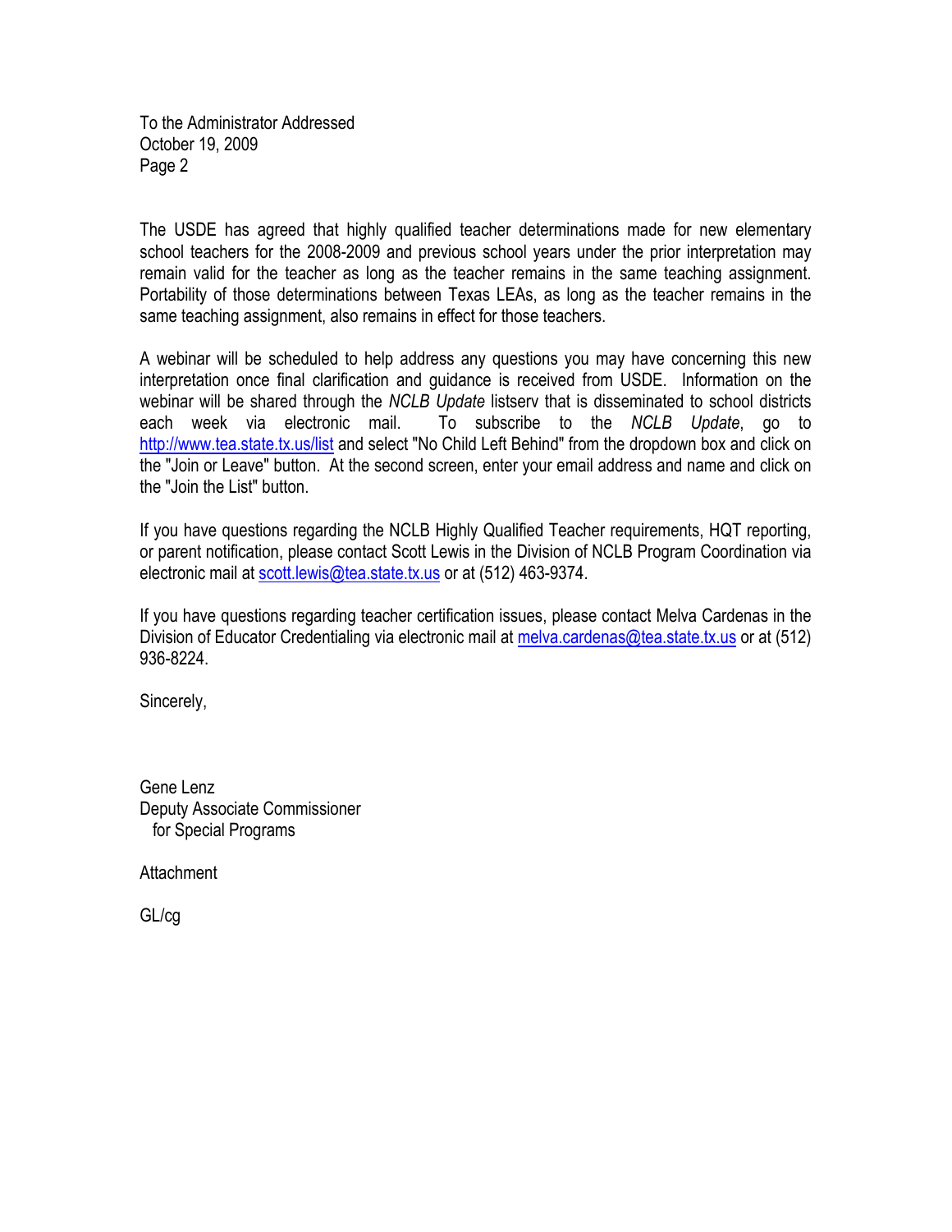The USDE has agreed that highly qualified teacher determinations made for new elementary school teachers for the 2008-2009 and previous school years under the prior interpretation may remain valid for the teacher as long as the teacher remains in the same teaching assignment. Portability of those determinations between Texas LEAs, as long as the teacher remains in the same teaching assignment, also remains in effect for those teachers.

A webinar will be scheduled to help address any questions you may have concerning this new interpretation once final clarification and guidance is received from USDE. Information on the webinar will be shared through the *NCLB Update* listserv that is disseminated to school districts each week via electronic mail. To subscribe to the *NCLB Update*, go to http://www.tea.state.tx.us/list and select "No Child Left Behind" from the dropdown box and click on the "Join or Leave" button. At the second screen, enter your email address and name and click on the "Join the List" button.

If you have questions regarding the NCLB Highly Qualified Teacher requirements, HQT reporting, or parent notification, please contact Scott Lewis in the Division of NCLB Program Coordination via electronic mail at scott.lewis@tea.state.tx.us or at (512) 463-9374.

If you have questions regarding teacher certification issues, please contact Melva Cardenas in the Division of Educator Credentialing via electronic mail at melva.cardenas@tea.state.tx.us or at (512) 936-8224.

Sincerely,

Gene Lenz
Deputy Associate Commissioner
for Special Programs

Attachment

GL/cg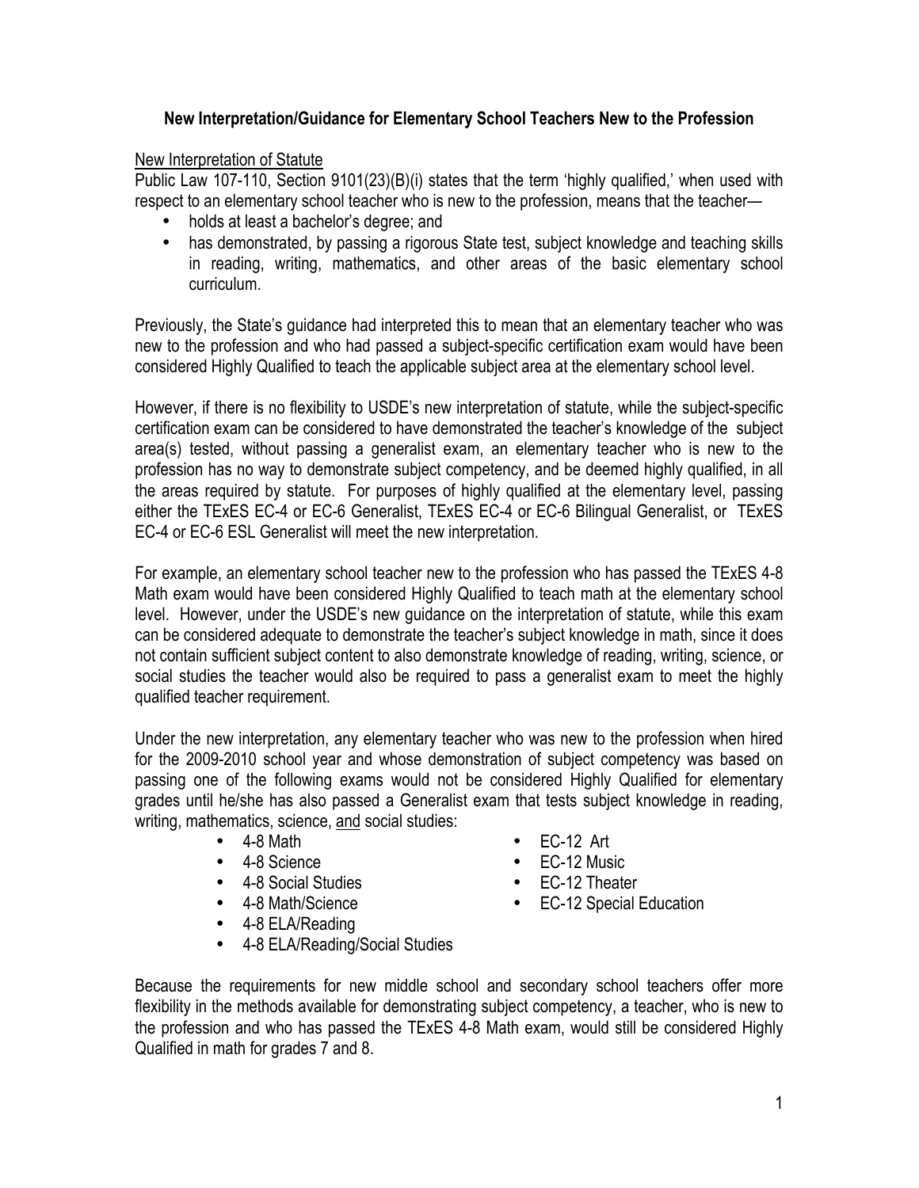## New Interpretation/Guidance for Elementary School Teachers New to the Profession

New Interpretation of Statute

Public Law 107-110, Section 9101(23)(B)(i) states that the term 'highly qualified,' when used with respect to an elementary school teacher who is new to the profession, means that the teacher—

- holds at least a bachelor's degree; and
- has demonstrated, by passing a rigorous State test, subject knowledge and teaching skills in reading, writing, mathematics, and other areas of the basic elementary school curriculum.

Previously, the State's guidance had interpreted this to mean that an elementary teacher who was new to the profession and who had passed a subject-specific certification exam would have been considered Highly Qualified to teach the applicable subject area at the elementary school level.

However, if there is no flexibility to USDE's new interpretation of statute, while the subject-specific certification exam can be considered to have demonstrated the teacher's knowledge of the subject area(s) tested, without passing a generalist exam, an elementary teacher who is new to the profession has no way to demonstrate subject competency, and be deemed highly qualified, in all the areas required by statute. For purposes of highly qualified at the elementary level, passing either the TExES EC-4 or EC-6 Generalist, TExES EC-4 or EC-6 Bilingual Generalist, or TExES EC-4 or EC-6 ESL Generalist will meet the new interpretation.

For example, an elementary school teacher new to the profession who has passed the TExES 4-8 Math exam would have been considered Highly Qualified to teach math at the elementary school level. However, under the USDE's new guidance on the interpretation of statute, while this exam can be considered adequate to demonstrate the teacher's subject knowledge in math, since it does not contain sufficient subject content to also demonstrate knowledge of reading, writing, science, or social studies the teacher would also be required to pass a generalist exam to meet the highly qualified teacher requirement.

Under the new interpretation, any elementary teacher who was new to the profession when hired for the 2009-2010 school year and whose demonstration of subject competency was based on passing one of the following exams would not be considered Highly Qualified for elementary grades until he/she has also passed a Generalist exam that tests subject knowledge in reading, writing, mathematics, science, <u>and</u> social studies:

- 4-8 Math
- 4-8 Science
- 4-8 Social Studies
- 4-8 Math/Science
- 4-8 ELA/Reading
- 4-8 ELA/Reading/Social Studies
- EC-12 Art
- EC-12 Music
- EC-12 Theater
- EC-12 Special Education

Because the requirements for new middle school and secondary school teachers offer more flexibility in the methods available for demonstrating subject competency, a teacher, who is new to the profession and who has passed the TExES 4-8 Math exam, would still be considered Highly Qualified in math for grades 7 and 8.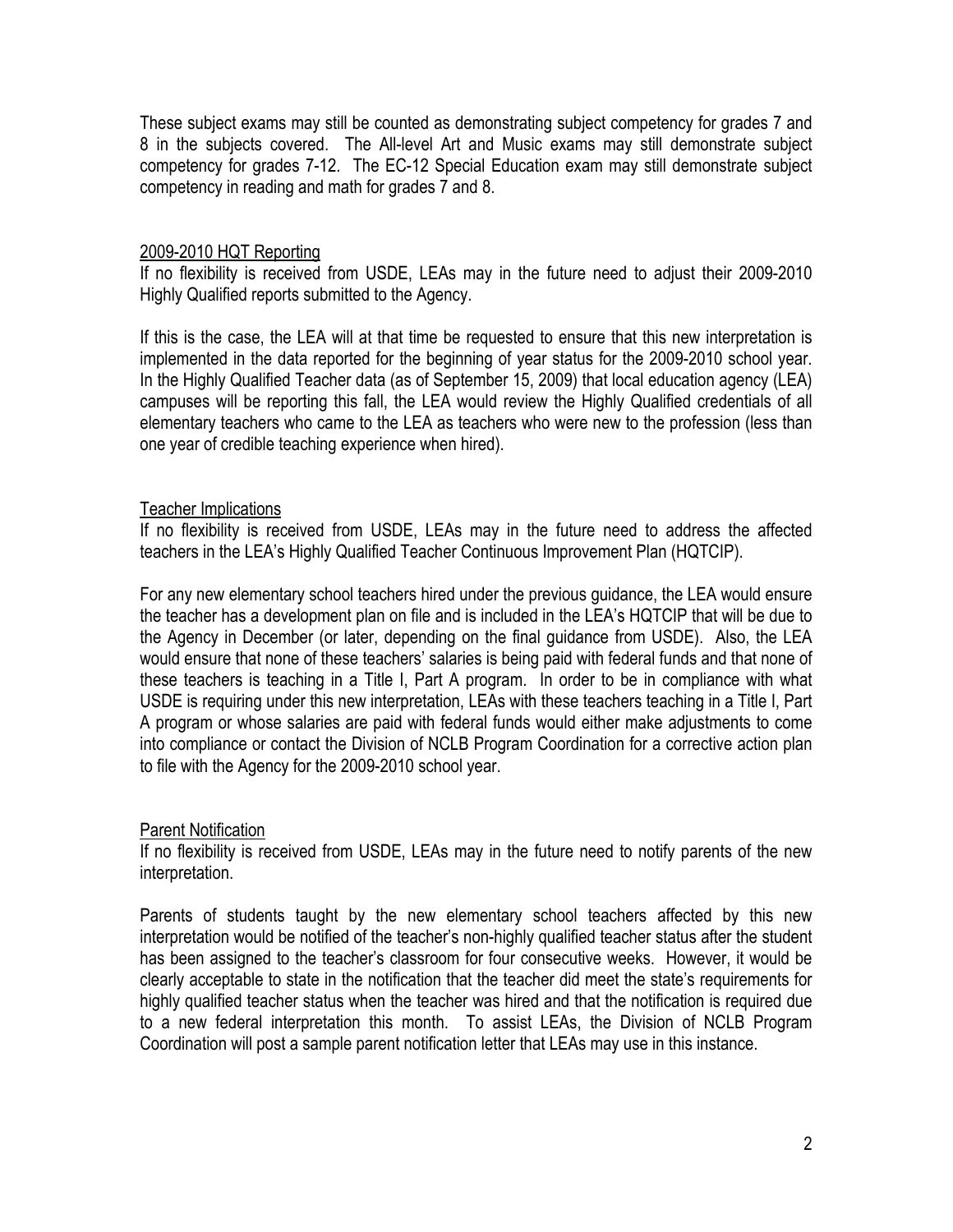These subject exams may still be counted as demonstrating subject competency for grades 7 and 8 in the subjects covered. The All-level Art and Music exams may still demonstrate subject competency for grades 7-12. The EC-12 Special Education exam may still demonstrate subject competency in reading and math for grades 7 and 8.

## 2009-2010 HQT Reporting

If no flexibility is received from USDE, LEAs may in the future need to adjust their 2009-2010 Highly Qualified reports submitted to the Agency.

If this is the case, the LEA will at that time be requested to ensure that this new interpretation is implemented in the data reported for the beginning of year status for the 2009-2010 school year. In the Highly Qualified Teacher data (as of September 15, 2009) that local education agency (LEA) campuses will be reporting this fall, the LEA would review the Highly Qualified credentials of all elementary teachers who came to the LEA as teachers who were new to the profession (less than one year of credible teaching experience when hired).

## Teacher Implications

If no flexibility is received from USDE, LEAs may in the future need to address the affected teachers in the LEA's Highly Qualified Teacher Continuous Improvement Plan (HQTCIP).

For any new elementary school teachers hired under the previous guidance, the LEA would ensure the teacher has a development plan on file and is included in the LEA's HQTCIP that will be due to the Agency in December (or later, depending on the final guidance from USDE). Also, the LEA would ensure that none of these teachers' salaries is being paid with federal funds and that none of these teachers is teaching in a Title I, Part A program. In order to be in compliance with what USDE is requiring under this new interpretation, LEAs with these teachers teaching in a Title I, Part A program or whose salaries are paid with federal funds would either make adjustments to come into compliance or contact the Division of NCLB Program Coordination for a corrective action plan to file with the Agency for the 2009-2010 school year.

## Parent Notification

If no flexibility is received from USDE, LEAs may in the future need to notify parents of the new interpretation.

Parents of students taught by the new elementary school teachers affected by this new interpretation would be notified of the teacher's non-highly qualified teacher status after the student has been assigned to the teacher's classroom for four consecutive weeks. However, it would be clearly acceptable to state in the notification that the teacher did meet the state's requirements for highly qualified teacher status when the teacher was hired and that the notification is required due to a new federal interpretation this month. To assist LEAs, the Division of NCLB Program Coordination will post a sample parent notification letter that LEAs may use in this instance.